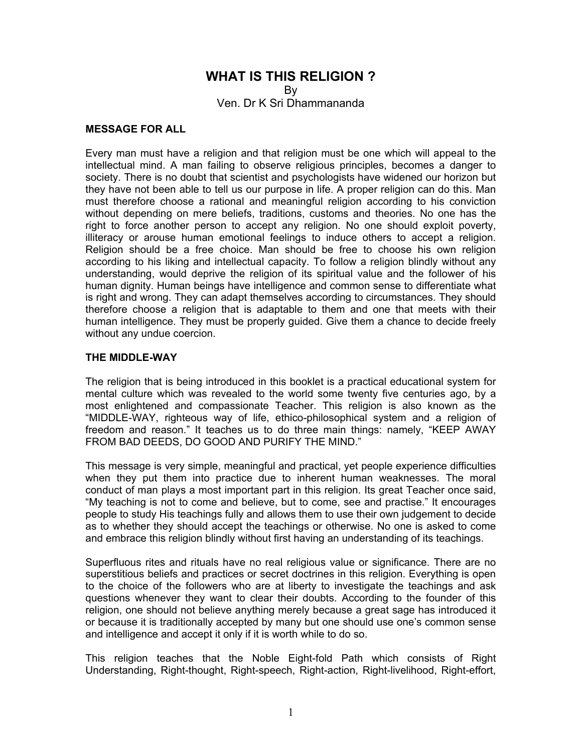# WHAT IS THIS RELIGION ?

By

Ven. Dr K Sri Dhammananda

## MESSAGE FOR ALL

Every man must have a religion and that religion must be one which will appeal to the intellectual mind. A man failing to observe religious principles, becomes a danger to society. There is no doubt that scientist and psychologists have widened our horizon but they have not been able to tell us our purpose in life. A proper religion can do this. Man must therefore choose a rational and meaningful religion according to his conviction without depending on mere beliefs, traditions, customs and theories. No one has the right to force another person to accept any religion. No one should exploit poverty, illiteracy or arouse human emotional feelings to induce others to accept a religion. Religion should be a free choice. Man should be free to choose his own religion according to his liking and intellectual capacity. To follow a religion blindly without any understanding, would deprive the religion of its spiritual value and the follower of his human dignity. Human beings have intelligence and common sense to differentiate what is right and wrong. They can adapt themselves according to circumstances. They should therefore choose a religion that is adaptable to them and one that meets with their human intelligence. They must be properly guided. Give them a chance to decide freely without any undue coercion.

## THE MIDDLE-WAY

The religion that is being introduced in this booklet is a practical educational system for mental culture which was revealed to the world some twenty five centuries ago, by a most enlightened and compassionate Teacher. This religion is also known as the "MIDDLE-WAY, righteous way of life, ethico-philosophical system and a religion of freedom and reason." It teaches us to do three main things: namely, "KEEP AWAY FROM BAD DEEDS, DO GOOD AND PURIFY THE MIND."

This message is very simple, meaningful and practical, yet people experience difficulties when they put them into practice due to inherent human weaknesses. The moral conduct of man plays a most important part in this religion. Its great Teacher once said, "My teaching is not to come and believe, but to come, see and practise." It encourages people to study His teachings fully and allows them to use their own judgement to decide as to whether they should accept the teachings or otherwise. No one is asked to come and embrace this religion blindly without first having an understanding of its teachings.

Superfluous rites and rituals have no real religious value or significance. There are no superstitious beliefs and practices or secret doctrines in this religion. Everything is open to the choice of the followers who are at liberty to investigate the teachings and ask questions whenever they want to clear their doubts. According to the founder of this religion, one should not believe anything merely because a great sage has introduced it or because it is traditionally accepted by many but one should use one's common sense and intelligence and accept it only if it is worth while to do so.

This religion teaches that the Noble Eight-fold Path which consists of Right Understanding, Right-thought, Right-speech, Right-action, Right-livelihood, Right-effort,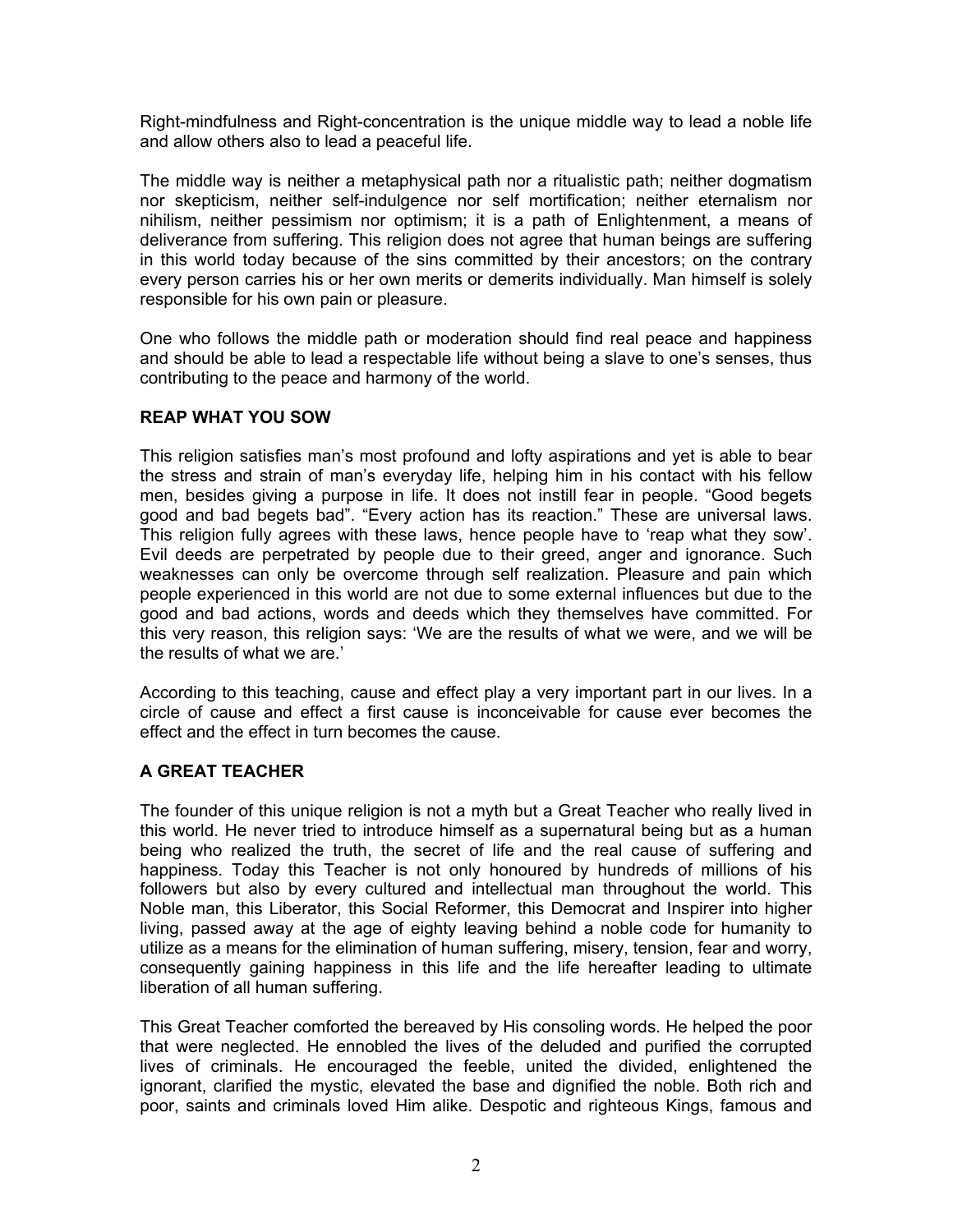Right-mindfulness and Right-concentration is the unique middle way to lead a noble life and allow others also to lead a peaceful life.

The middle way is neither a metaphysical path nor a ritualistic path; neither dogmatism nor skepticism, neither self-indulgence nor self mortification; neither eternalism nor nihilism, neither pessimism nor optimism; it is a path of Enlightenment, a means of deliverance from suffering. This religion does not agree that human beings are suffering in this world today because of the sins committed by their ancestors; on the contrary every person carries his or her own merits or demerits individually. Man himself is solely responsible for his own pain or pleasure.

One who follows the middle path or moderation should find real peace and happiness and should be able to lead a respectable life without being a slave to one's senses, thus contributing to the peace and harmony of the world.

### REAP WHAT YOU SOW

This religion satisfies man's most profound and lofty aspirations and yet is able to bear the stress and strain of man's everyday life, helping him in his contact with his fellow men, besides giving a purpose in life. It does not instill fear in people. "Good begets good and bad begets bad". "Every action has its reaction." These are universal laws. This religion fully agrees with these laws, hence people have to 'reap what they sow'. Evil deeds are perpetrated by people due to their greed, anger and ignorance. Such weaknesses can only be overcome through self realization. Pleasure and pain which people experienced in this world are not due to some external influences but due to the good and bad actions, words and deeds which they themselves have committed. For this very reason, this religion says: 'We are the results of what we were, and we will be the results of what we are.'

According to this teaching, cause and effect play a very important part in our lives. In a circle of cause and effect a first cause is inconceivable for cause ever becomes the effect and the effect in turn becomes the cause.

### A GREAT TEACHER

The founder of this unique religion is not a myth but a Great Teacher who really lived in this world. He never tried to introduce himself as a supernatural being but as a human being who realized the truth, the secret of life and the real cause of suffering and happiness. Today this Teacher is not only honoured by hundreds of millions of his followers but also by every cultured and intellectual man throughout the world. This Noble man, this Liberator, this Social Reformer, this Democrat and Inspirer into higher living, passed away at the age of eighty leaving behind a noble code for humanity to utilize as a means for the elimination of human suffering, misery, tension, fear and worry, consequently gaining happiness in this life and the life hereafter leading to ultimate liberation of all human suffering.

This Great Teacher comforted the bereaved by His consoling words. He helped the poor that were neglected. He ennobled the lives of the deluded and purified the corrupted lives of criminals. He encouraged the feeble, united the divided, enlightened the ignorant, clarified the mystic, elevated the base and dignified the noble. Both rich and poor, saints and criminals loved Him alike. Despotic and righteous Kings, famous and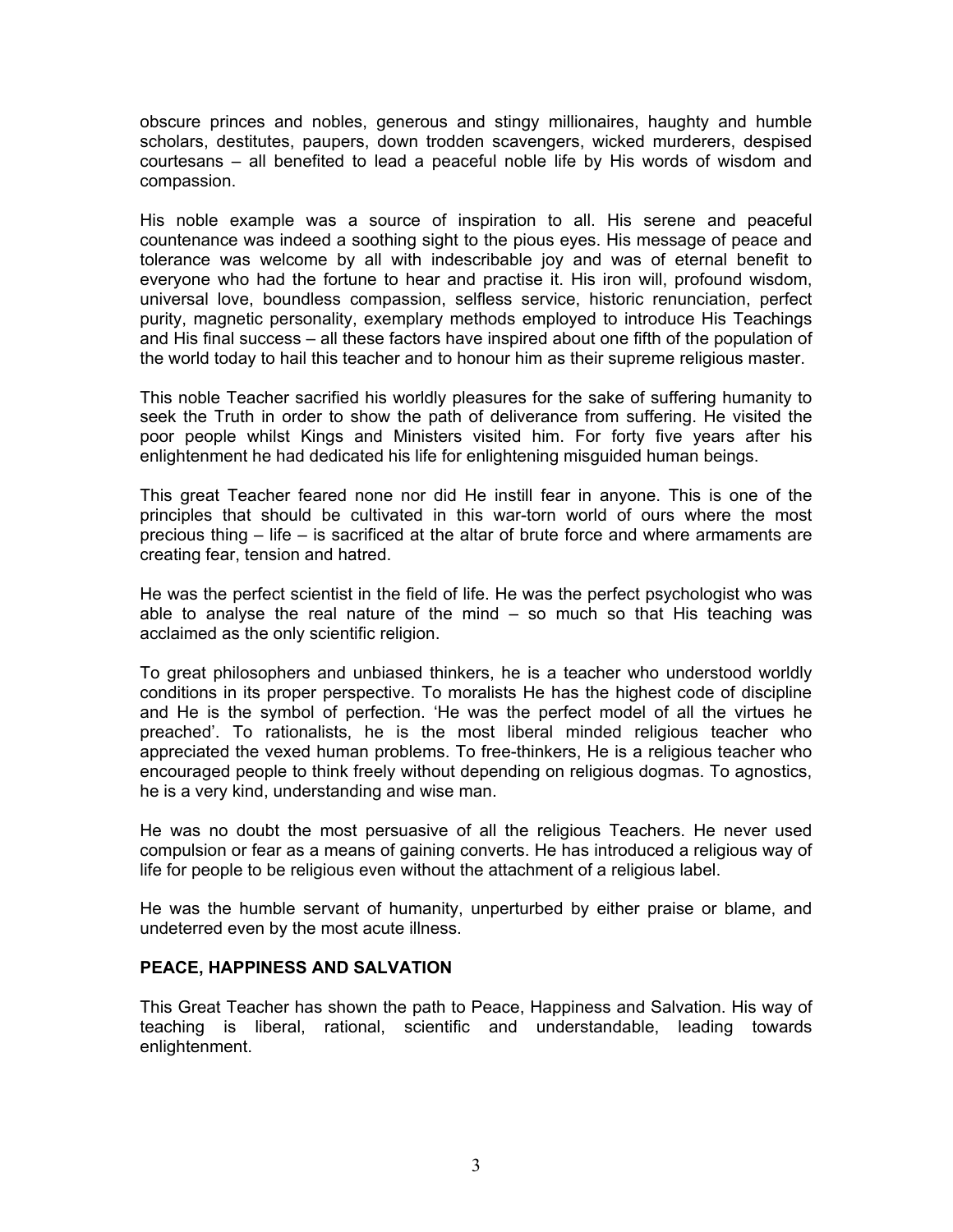obscure princes and nobles, generous and stingy millionaires, haughty and humble scholars, destitutes, paupers, down trodden scavengers, wicked murderers, despised courtesans – all benefited to lead a peaceful noble life by His words of wisdom and compassion.

His noble example was a source of inspiration to all. His serene and peaceful countenance was indeed a soothing sight to the pious eyes. His message of peace and tolerance was welcome by all with indescribable joy and was of eternal benefit to everyone who had the fortune to hear and practise it. His iron will, profound wisdom, universal love, boundless compassion, selfless service, historic renunciation, perfect purity, magnetic personality, exemplary methods employed to introduce His Teachings and His final success – all these factors have inspired about one fifth of the population of the world today to hail this teacher and to honour him as their supreme religious master.

This noble Teacher sacrified his worldly pleasures for the sake of suffering humanity to seek the Truth in order to show the path of deliverance from suffering. He visited the poor people whilst Kings and Ministers visited him. For forty five years after his enlightenment he had dedicated his life for enlightening misguided human beings.

This great Teacher feared none nor did He instill fear in anyone. This is one of the principles that should be cultivated in this war-torn world of ours where the most precious thing – life – is sacrificed at the altar of brute force and where armaments are creating fear, tension and hatred.

He was the perfect scientist in the field of life. He was the perfect psychologist who was able to analyse the real nature of the mind – so much so that His teaching was acclaimed as the only scientific religion.

To great philosophers and unbiased thinkers, he is a teacher who understood worldly conditions in its proper perspective. To moralists He has the highest code of discipline and He is the symbol of perfection. 'He was the perfect model of all the virtues he preached'. To rationalists, he is the most liberal minded religious teacher who appreciated the vexed human problems. To free-thinkers, He is a religious teacher who encouraged people to think freely without depending on religious dogmas. To agnostics, he is a very kind, understanding and wise man.

He was no doubt the most persuasive of all the religious Teachers. He never used compulsion or fear as a means of gaining converts. He has introduced a religious way of life for people to be religious even without the attachment of a religious label.

He was the humble servant of humanity, unperturbed by either praise or blame, and undeterred even by the most acute illness.

## PEACE, HAPPINESS AND SALVATION

This Great Teacher has shown the path to Peace, Happiness and Salvation. His way of teaching is liberal, rational, scientific and understandable, leading towards enlightenment.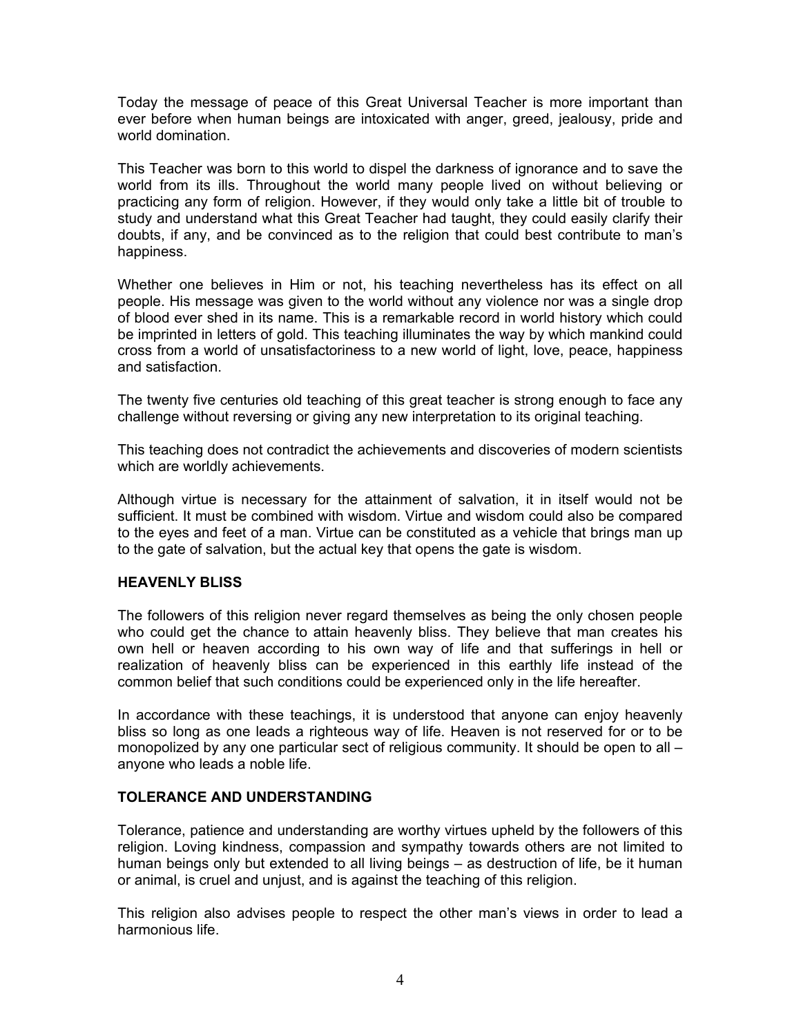Today the message of peace of this Great Universal Teacher is more important than ever before when human beings are intoxicated with anger, greed, jealousy, pride and world domination.

This Teacher was born to this world to dispel the darkness of ignorance and to save the world from its ills. Throughout the world many people lived on without believing or practicing any form of religion. However, if they would only take a little bit of trouble to study and understand what this Great Teacher had taught, they could easily clarify their doubts, if any, and be convinced as to the religion that could best contribute to man's happiness.

Whether one believes in Him or not, his teaching nevertheless has its effect on all people. His message was given to the world without any violence nor was a single drop of blood ever shed in its name. This is a remarkable record in world history which could be imprinted in letters of gold. This teaching illuminates the way by which mankind could cross from a world of unsatisfactoriness to a new world of light, love, peace, happiness and satisfaction.

The twenty five centuries old teaching of this great teacher is strong enough to face any challenge without reversing or giving any new interpretation to its original teaching.

This teaching does not contradict the achievements and discoveries of modern scientists which are worldly achievements.

Although virtue is necessary for the attainment of salvation, it in itself would not be sufficient. It must be combined with wisdom. Virtue and wisdom could also be compared to the eyes and feet of a man. Virtue can be constituted as a vehicle that brings man up to the gate of salvation, but the actual key that opens the gate is wisdom.

## HEAVENLY BLISS

The followers of this religion never regard themselves as being the only chosen people who could get the chance to attain heavenly bliss. They believe that man creates his own hell or heaven according to his own way of life and that sufferings in hell or realization of heavenly bliss can be experienced in this earthly life instead of the common belief that such conditions could be experienced only in the life hereafter.

In accordance with these teachings, it is understood that anyone can enjoy heavenly bliss so long as one leads a righteous way of life. Heaven is not reserved for or to be monopolized by any one particular sect of religious community. It should be open to all – anyone who leads a noble life.

## TOLERANCE AND UNDERSTANDING

Tolerance, patience and understanding are worthy virtues upheld by the followers of this religion. Loving kindness, compassion and sympathy towards others are not limited to human beings only but extended to all living beings – as destruction of life, be it human or animal, is cruel and unjust, and is against the teaching of this religion.

This religion also advises people to respect the other man's views in order to lead a harmonious life.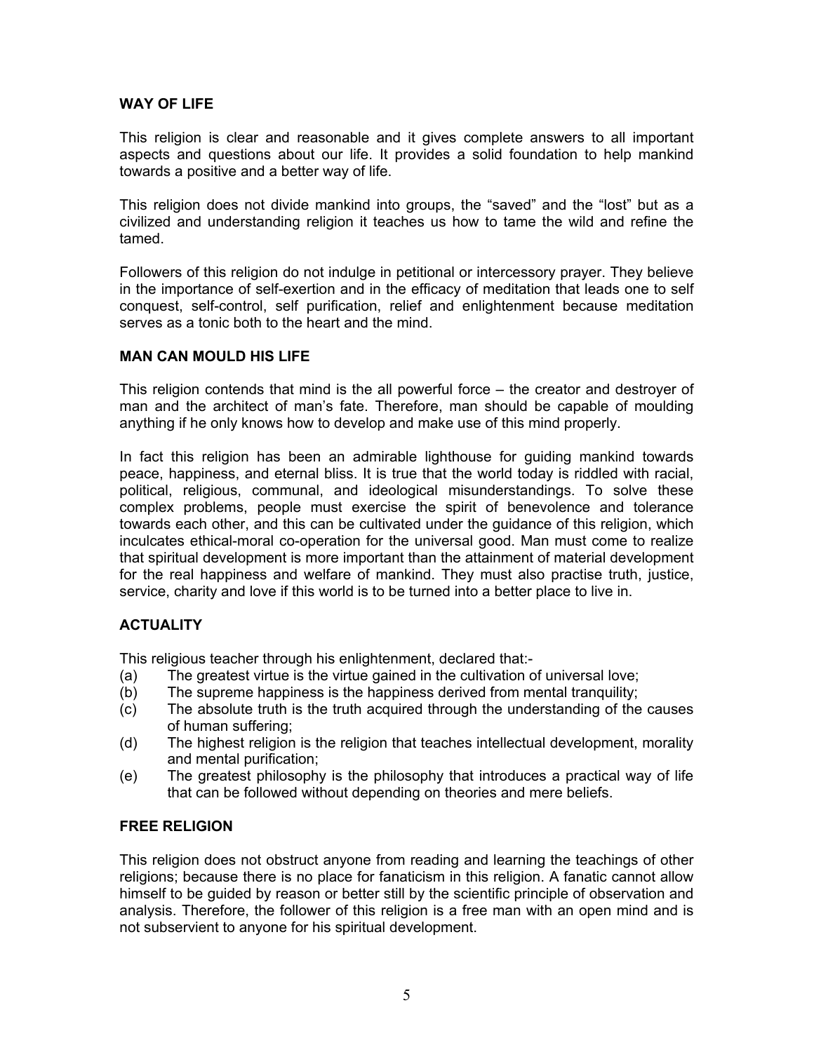## WAY OF LIFE

This religion is clear and reasonable and it gives complete answers to all important aspects and questions about our life. It provides a solid foundation to help mankind towards a positive and a better way of life.

This religion does not divide mankind into groups, the "saved" and the "lost" but as a civilized and understanding religion it teaches us how to tame the wild and refine the tamed.

Followers of this religion do not indulge in petitional or intercessory prayer. They believe in the importance of self-exertion and in the efficacy of meditation that leads one to self conquest, self-control, self purification, relief and enlightenment because meditation serves as a tonic both to the heart and the mind.

## MAN CAN MOULD HIS LIFE

This religion contends that mind is the all powerful force – the creator and destroyer of man and the architect of man's fate. Therefore, man should be capable of moulding anything if he only knows how to develop and make use of this mind properly.

In fact this religion has been an admirable lighthouse for guiding mankind towards peace, happiness, and eternal bliss. It is true that the world today is riddled with racial, political, religious, communal, and ideological misunderstandings. To solve these complex problems, people must exercise the spirit of benevolence and tolerance towards each other, and this can be cultivated under the guidance of this religion, which inculcates ethical-moral co-operation for the universal good. Man must come to realize that spiritual development is more important than the attainment of material development for the real happiness and welfare of mankind. They must also practise truth, justice, service, charity and love if this world is to be turned into a better place to live in.

## ACTUALITY

This religious teacher through his enlightenment, declared that:-

(a) The greatest virtue is the virtue gained in the cultivation of universal love;
(b) The supreme happiness is the happiness derived from mental tranquility;
(c) The absolute truth is the truth acquired through the understanding of the causes of human suffering;
(d) The highest religion is the religion that teaches intellectual development, morality and mental purification;
(e) The greatest philosophy is the philosophy that introduces a practical way of life that can be followed without depending on theories and mere beliefs.

## FREE RELIGION

This religion does not obstruct anyone from reading and learning the teachings of other religions; because there is no place for fanaticism in this religion. A fanatic cannot allow himself to be guided by reason or better still by the scientific principle of observation and analysis. Therefore, the follower of this religion is a free man with an open mind and is not subservient to anyone for his spiritual development.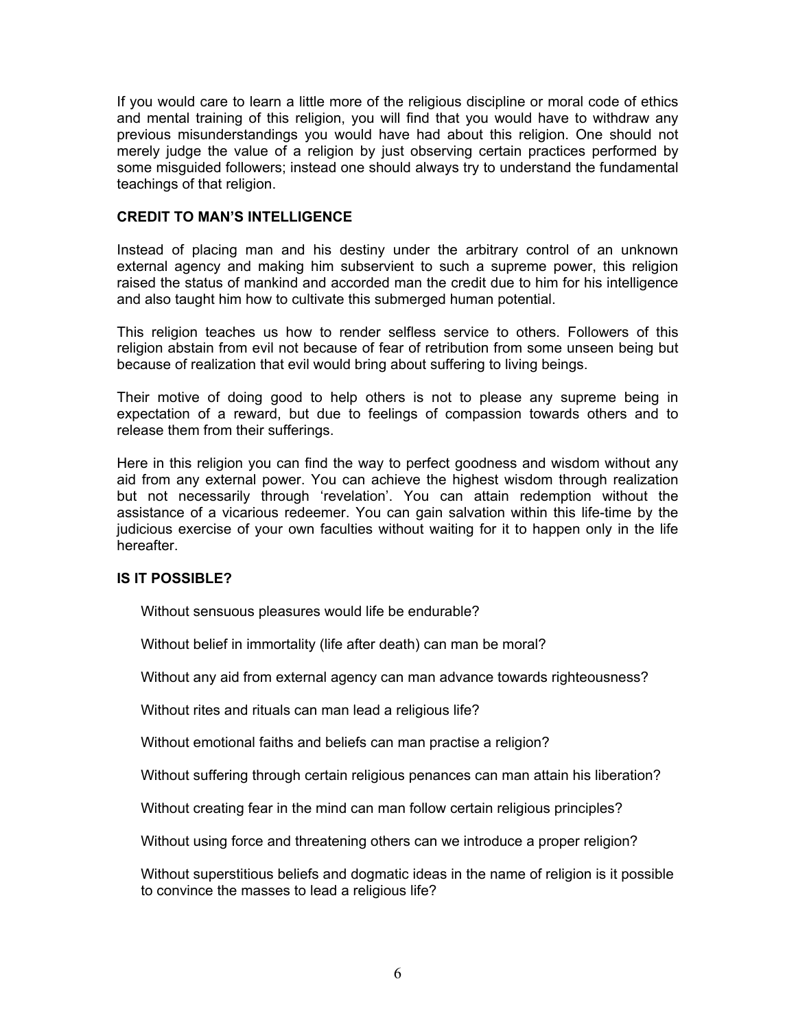If you would care to learn a little more of the religious discipline or moral code of ethics and mental training of this religion, you will find that you would have to withdraw any previous misunderstandings you would have had about this religion. One should not merely judge the value of a religion by just observing certain practices performed by some misguided followers; instead one should always try to understand the fundamental teachings of that religion.

### CREDIT TO MAN'S INTELLIGENCE

Instead of placing man and his destiny under the arbitrary control of an unknown external agency and making him subservient to such a supreme power, this religion raised the status of mankind and accorded man the credit due to him for his intelligence and also taught him how to cultivate this submerged human potential.

This religion teaches us how to render selfless service to others. Followers of this religion abstain from evil not because of fear of retribution from some unseen being but because of realization that evil would bring about suffering to living beings.

Their motive of doing good to help others is not to please any supreme being in expectation of a reward, but due to feelings of compassion towards others and to release them from their sufferings.

Here in this religion you can find the way to perfect goodness and wisdom without any aid from any external power. You can achieve the highest wisdom through realization but not necessarily through 'revelation'. You can attain redemption without the assistance of a vicarious redeemer. You can gain salvation within this life-time by the judicious exercise of your own faculties without waiting for it to happen only in the life hereafter.

### IS IT POSSIBLE?

Without sensuous pleasures would life be endurable?

Without belief in immortality (life after death) can man be moral?

Without any aid from external agency can man advance towards righteousness?

Without rites and rituals can man lead a religious life?

Without emotional faiths and beliefs can man practise a religion?

Without suffering through certain religious penances can man attain his liberation?

Without creating fear in the mind can man follow certain religious principles?

Without using force and threatening others can we introduce a proper religion?

Without superstitious beliefs and dogmatic ideas in the name of religion is it possible to convince the masses to lead a religious life?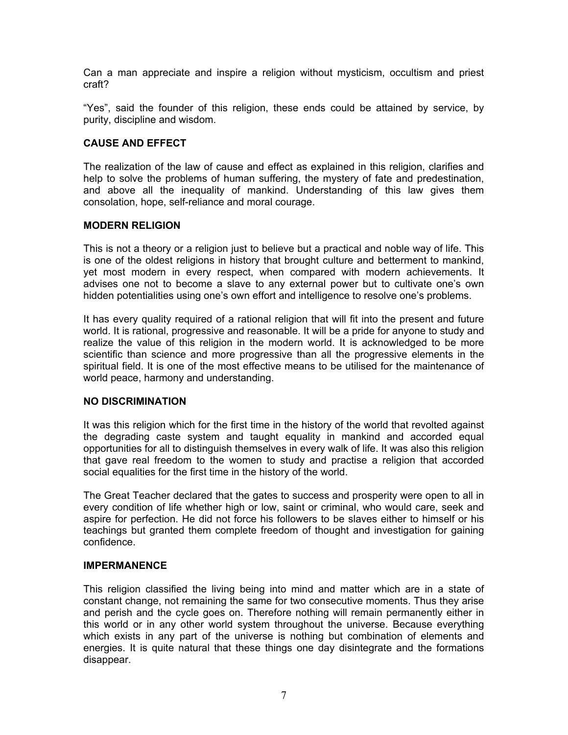Can a man appreciate and inspire a religion without mysticism, occultism and priest craft?

"Yes", said the founder of this religion, these ends could be attained by service, by purity, discipline and wisdom.

### CAUSE AND EFFECT

The realization of the law of cause and effect as explained in this religion, clarifies and help to solve the problems of human suffering, the mystery of fate and predestination, and above all the inequality of mankind. Understanding of this law gives them consolation, hope, self-reliance and moral courage.

### MODERN RELIGION

This is not a theory or a religion just to believe but a practical and noble way of life. This is one of the oldest religions in history that brought culture and betterment to mankind, yet most modern in every respect, when compared with modern achievements. It advises one not to become a slave to any external power but to cultivate one's own hidden potentialities using one's own effort and intelligence to resolve one's problems.

It has every quality required of a rational religion that will fit into the present and future world. It is rational, progressive and reasonable. It will be a pride for anyone to study and realize the value of this religion in the modern world. It is acknowledged to be more scientific than science and more progressive than all the progressive elements in the spiritual field. It is one of the most effective means to be utilised for the maintenance of world peace, harmony and understanding.

### NO DISCRIMINATION

It was this religion which for the first time in the history of the world that revolted against the degrading caste system and taught equality in mankind and accorded equal opportunities for all to distinguish themselves in every walk of life. It was also this religion that gave real freedom to the women to study and practise a religion that accorded social equalities for the first time in the history of the world.

The Great Teacher declared that the gates to success and prosperity were open to all in every condition of life whether high or low, saint or criminal, who would care, seek and aspire for perfection. He did not force his followers to be slaves either to himself or his teachings but granted them complete freedom of thought and investigation for gaining confidence.

### IMPERMANENCE

This religion classified the living being into mind and matter which are in a state of constant change, not remaining the same for two consecutive moments. Thus they arise and perish and the cycle goes on. Therefore nothing will remain permanently either in this world or in any other world system throughout the universe. Because everything which exists in any part of the universe is nothing but combination of elements and energies. It is quite natural that these things one day disintegrate and the formations disappear.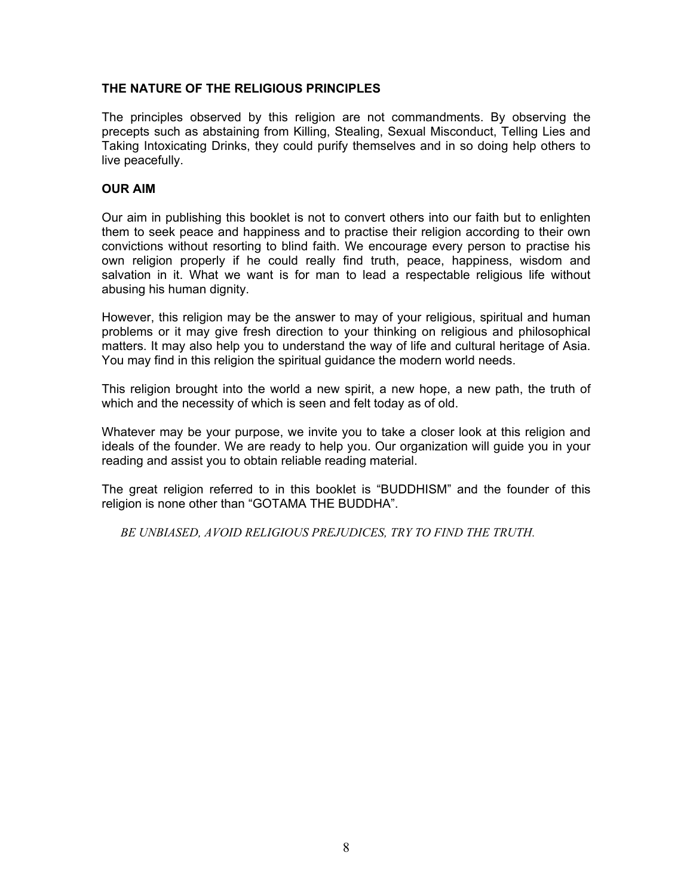## THE NATURE OF THE RELIGIOUS PRINCIPLES

The principles observed by this religion are not commandments. By observing the precepts such as abstaining from Killing, Stealing, Sexual Misconduct, Telling Lies and Taking Intoxicating Drinks, they could purify themselves and in so doing help others to live peacefully.

## OUR AIM

Our aim in publishing this booklet is not to convert others into our faith but to enlighten them to seek peace and happiness and to practise their religion according to their own convictions without resorting to blind faith. We encourage every person to practise his own religion properly if he could really find truth, peace, happiness, wisdom and salvation in it. What we want is for man to lead a respectable religious life without abusing his human dignity.

However, this religion may be the answer to may of your religious, spiritual and human problems or it may give fresh direction to your thinking on religious and philosophical matters. It may also help you to understand the way of life and cultural heritage of Asia. You may find in this religion the spiritual guidance the modern world needs.

This religion brought into the world a new spirit, a new hope, a new path, the truth of which and the necessity of which is seen and felt today as of old.

Whatever may be your purpose, we invite you to take a closer look at this religion and ideals of the founder. We are ready to help you. Our organization will guide you in your reading and assist you to obtain reliable reading material.

The great religion referred to in this booklet is “BUDDHISM” and the founder of this religion is none other than “GOTAMA THE BUDDHA”.

*BE UNBIASED, AVOID RELIGIOUS PREJUDICES, TRY TO FIND THE TRUTH.*